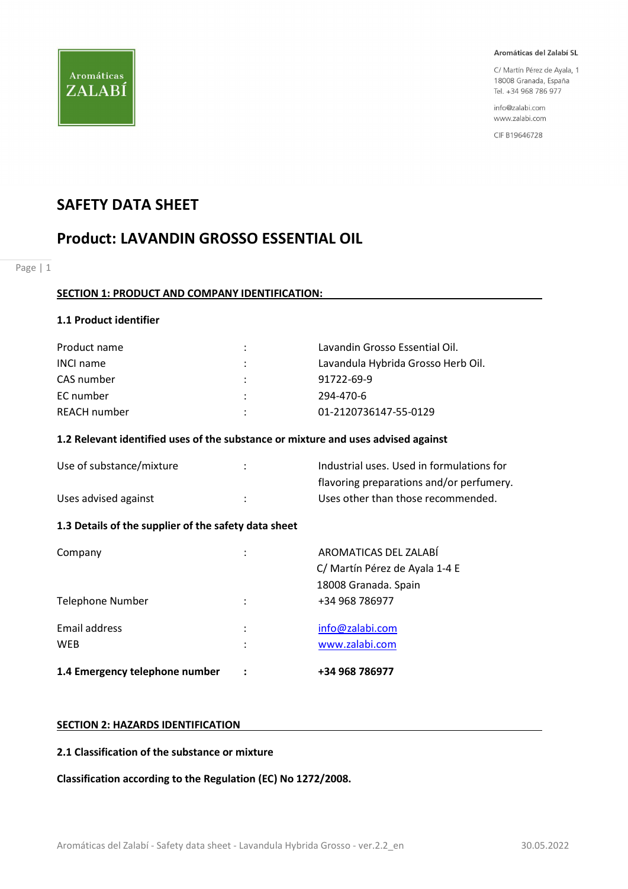Aromáticas del Zalabí SL

C/ Martín Pérez de Ayala, 1
18008 Granada, España
Tel. +34 968 786 977

info@zalabi.com
www.zalabi.com

CIF B19646728

# SAFETY DATA SHEET

# Product: LAVANDIN GROSSO ESSENTIAL OIL

## SECTION 1: PRODUCT AND COMPANY IDENTIFICATION:

### 1.1 Product identifier

| | | |
|---|---|---|
| Product name | : | Lavandin Grosso Essential Oil. |
| INCI name | : | Lavandula Hybrida Grosso Herb Oil. |
| CAS number | : | 91722-69-9 |
| EC number | : | 294-470-6 |
| REACH number | : | 01-2120736147-55-0129 |

### 1.2 Relevant identified uses of the substance or mixture and uses advised against

| | | |
|---|---|---|
| Use of substance/mixture | : | Industrial uses. Used in formulations for flavoring preparations and/or perfumery. |
| Uses advised against | : | Uses other than those recommended. |

### 1.3 Details of the supplier of the safety data sheet

| | | |
|---|---|---|
| Company | : | AROMATICAS DEL ZALABÍ<br>C/ Martín Pérez de Ayala 1-4 E<br>18008 Granada. Spain |
| Telephone Number | : | +34 968 786977 |
| Email address | : | info@zalabi.com |
| WEB | : | www.zalabi.com |

**1.4 Emergency telephone number : +34 968 786977**

## SECTION 2: HAZARDS IDENTIFICATION

### 2.1 Classification of the substance or mixture

**Classification according to the Regulation (EC) No 1272/2008.**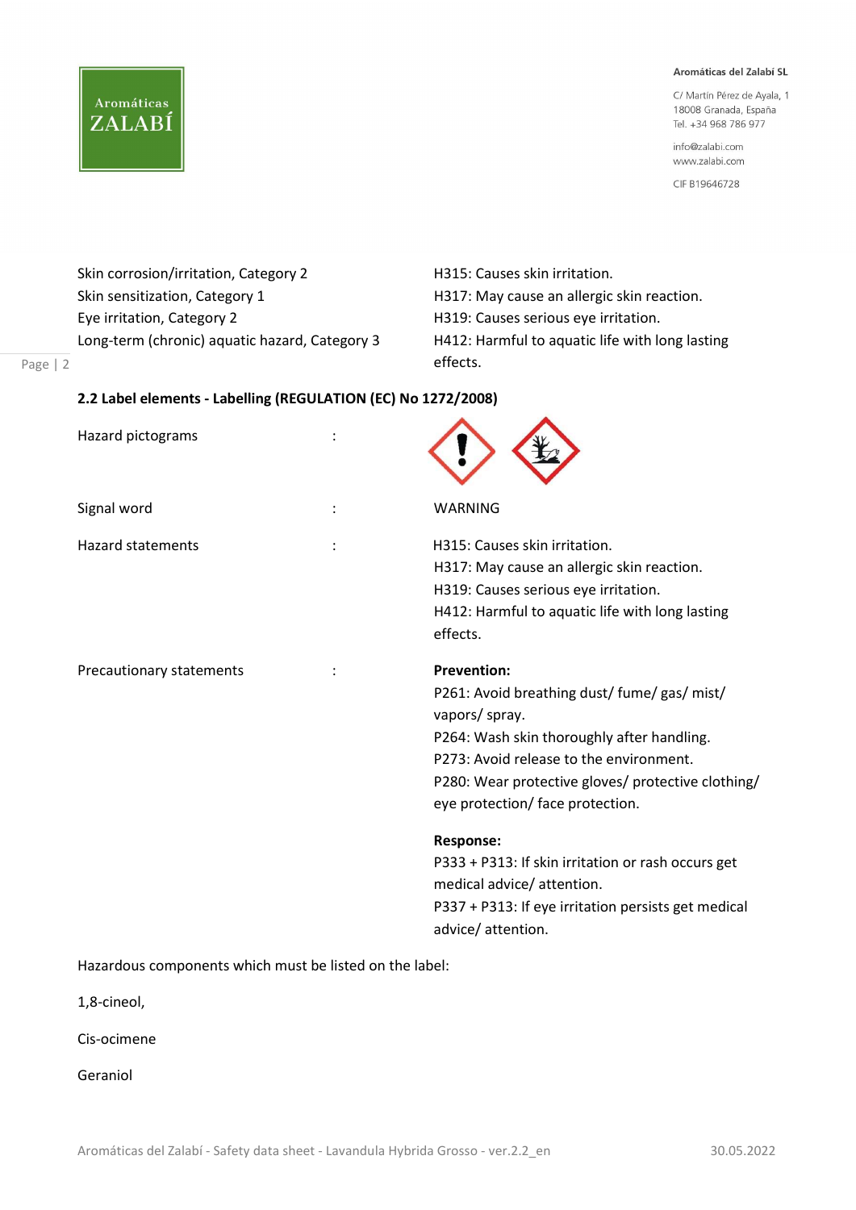| | |
|---|---|
| Skin corrosion/irritation, Category 2 | H315: Causes skin irritation. |
| Skin sensitization, Category 1 | H317: May cause an allergic skin reaction. |
| Eye irritation, Category 2 | H319: Causes serious eye irritation. |
| Long-term (chronic) aquatic hazard, Category 3 | H412: Harmful to aquatic life with long lasting effects. |

**2.2 Label elements - Labelling (REGULATION (EC) No 1272/2008)**

Hazard pictograms :

Signal word : WARNING

Hazard statements :

H315: Causes skin irritation.
H317: May cause an allergic skin reaction.
H319: Causes serious eye irritation.
H412: Harmful to aquatic life with long lasting effects.

Precautionary statements :

**Prevention:**
P261: Avoid breathing dust/ fume/ gas/ mist/ vapors/ spray.
P264: Wash skin thoroughly after handling.
P273: Avoid release to the environment.
P280: Wear protective gloves/ protective clothing/ eye protection/ face protection.

**Response:**
P333 + P313: If skin irritation or rash occurs get medical advice/ attention.
P337 + P313: If eye irritation persists get medical advice/ attention.

Hazardous components which must be listed on the label:

1,8-cineol,

Cis-ocimene

Geraniol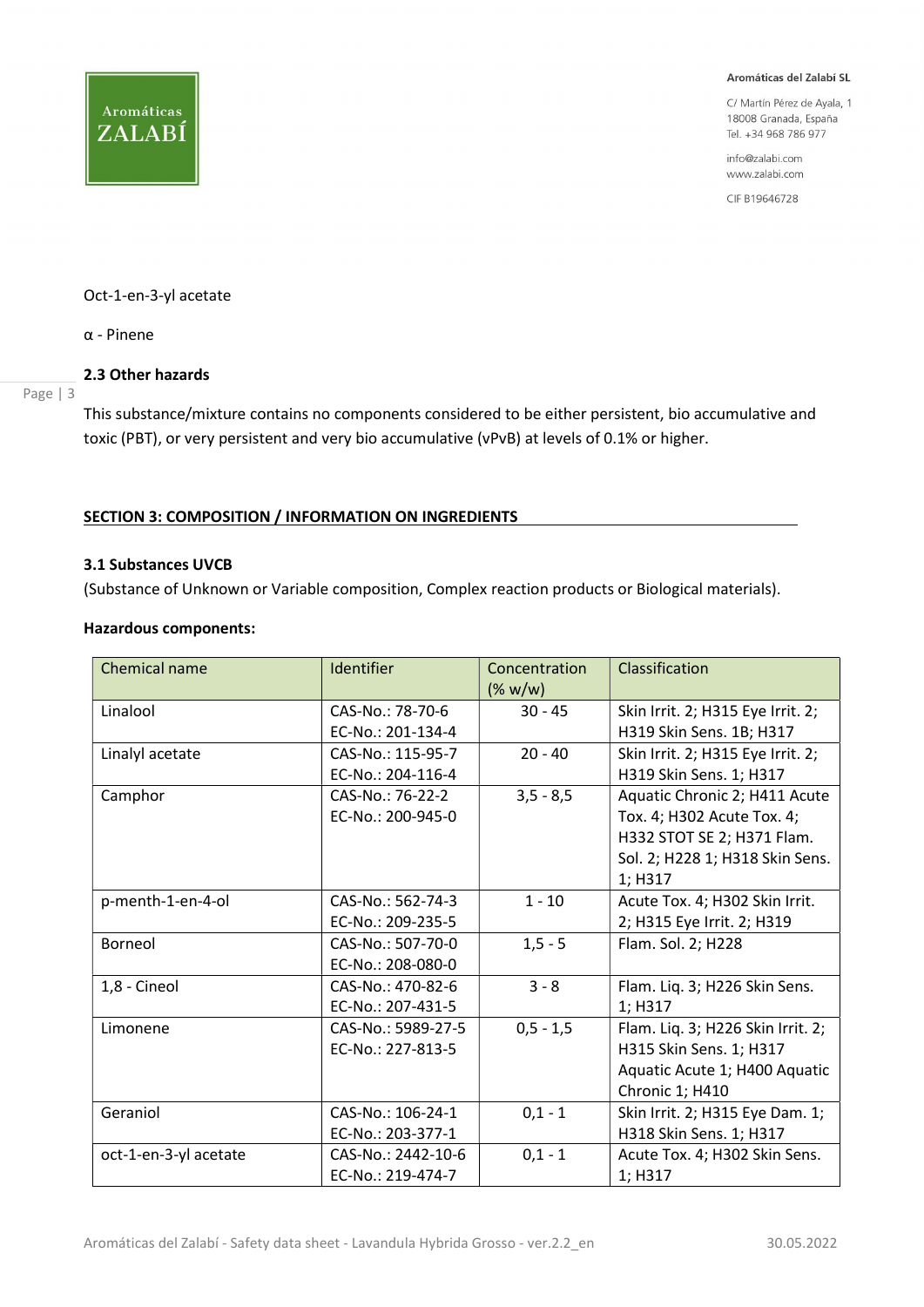Oct-1-en-3-yl acetate

α - Pinene

### 2.3 Other hazards

This substance/mixture contains no components considered to be either persistent, bio accumulative and toxic (PBT), or very persistent and very bio accumulative (vPvB) at levels of 0.1% or higher.

## SECTION 3: COMPOSITION / INFORMATION ON INGREDIENTS

### 3.1 Substances UVCB

(Substance of Unknown or Variable composition, Complex reaction products or Biological materials).

**Hazardous components:**

| Chemical name | Identifier | Concentration (% w/w) | Classification |
|---|---|---|---|
| Linalool | CAS-No.: 78-70-6 EC-No.: 201-134-4 | 30 - 45 | Skin Irrit. 2; H315 Eye Irrit. 2; H319 Skin Sens. 1B; H317 |
| Linalyl acetate | CAS-No.: 115-95-7 EC-No.: 204-116-4 | 20 - 40 | Skin Irrit. 2; H315 Eye Irrit. 2; H319 Skin Sens. 1; H317 |
| Camphor | CAS-No.: 76-22-2 EC-No.: 200-945-0 | 3,5 - 8,5 | Aquatic Chronic 2; H411 Acute Tox. 4; H302 Acute Tox. 4; H332 STOT SE 2; H371 Flam. Sol. 2; H228 1; H318 Skin Sens. 1; H317 |
| p-menth-1-en-4-ol | CAS-No.: 562-74-3 EC-No.: 209-235-5 | 1 - 10 | Acute Tox. 4; H302 Skin Irrit. 2; H315 Eye Irrit. 2; H319 |
| Borneol | CAS-No.: 507-70-0 EC-No.: 208-080-0 | 1,5 - 5 | Flam. Sol. 2; H228 |
| 1,8 - Cineol | CAS-No.: 470-82-6 EC-No.: 207-431-5 | 3 - 8 | Flam. Liq. 3; H226 Skin Sens. 1; H317 |
| Limonene | CAS-No.: 5989-27-5 EC-No.: 227-813-5 | 0,5 - 1,5 | Flam. Liq. 3; H226 Skin Irrit. 2; H315 Skin Sens. 1; H317 Aquatic Acute 1; H400 Aquatic Chronic 1; H410 |
| Geraniol | CAS-No.: 106-24-1 EC-No.: 203-377-1 | 0,1 - 1 | Skin Irrit. 2; H315 Eye Dam. 1; H318 Skin Sens. 1; H317 |
| oct-1-en-3-yl acetate | CAS-No.: 2442-10-6 EC-No.: 219-474-7 | 0,1 - 1 | Acute Tox. 4; H302 Skin Sens. 1; H317 |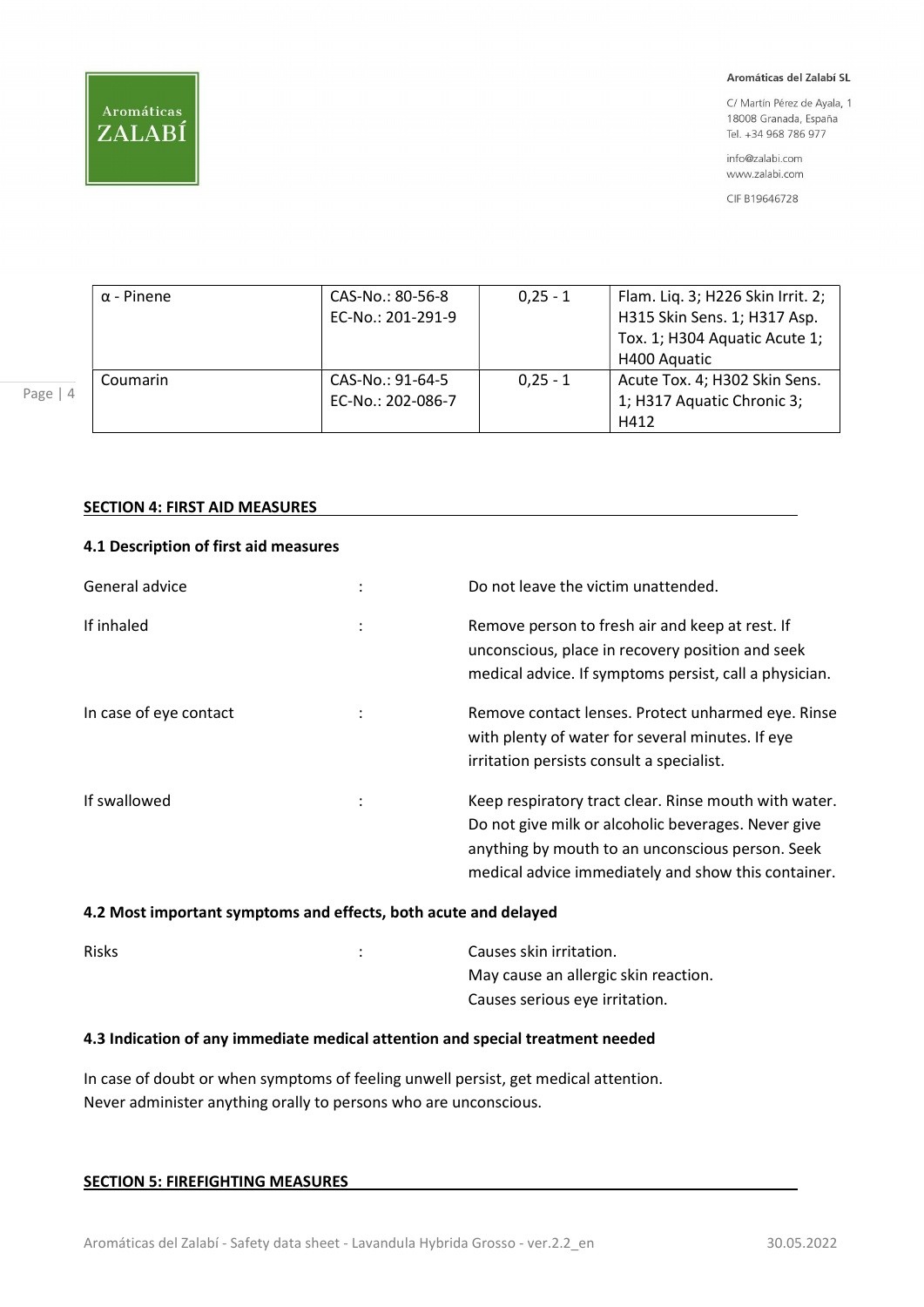| α - Pinene | CAS-No.: 80-56-8<br>EC-No.: 201-291-9 | 0,25 - 1 | Flam. Liq. 3; H226 Skin Irrit. 2; H315 Skin Sens. 1; H317 Asp. Tox. 1; H304 Aquatic Acute 1; H400 Aquatic |
|---|---|---|---|
| Coumarin | CAS-No.: 91-64-5<br>EC-No.: 202-086-7 | 0,25 - 1 | Acute Tox. 4; H302 Skin Sens. 1; H317 Aquatic Chronic 3; H412 |

## SECTION 4: FIRST AID MEASURES

### 4.1 Description of first aid measures

| | | |
|---|---|---|
| General advice | : | Do not leave the victim unattended. |
| If inhaled | : | Remove person to fresh air and keep at rest. If unconscious, place in recovery position and seek medical advice. If symptoms persist, call a physician. |
| In case of eye contact | : | Remove contact lenses. Protect unharmed eye. Rinse with plenty of water for several minutes. If eye irritation persists consult a specialist. |
| If swallowed | : | Keep respiratory tract clear. Rinse mouth with water. Do not give milk or alcoholic beverages. Never give anything by mouth to an unconscious person. Seek medical advice immediately and show this container. |

### 4.2 Most important symptoms and effects, both acute and delayed

| | | |
|---|---|---|
| Risks | : | Causes skin irritation.<br>May cause an allergic skin reaction.<br>Causes serious eye irritation. |

### 4.3 Indication of any immediate medical attention and special treatment needed

In case of doubt or when symptoms of feeling unwell persist, get medical attention.
Never administer anything orally to persons who are unconscious.

## SECTION 5: FIREFIGHTING MEASURES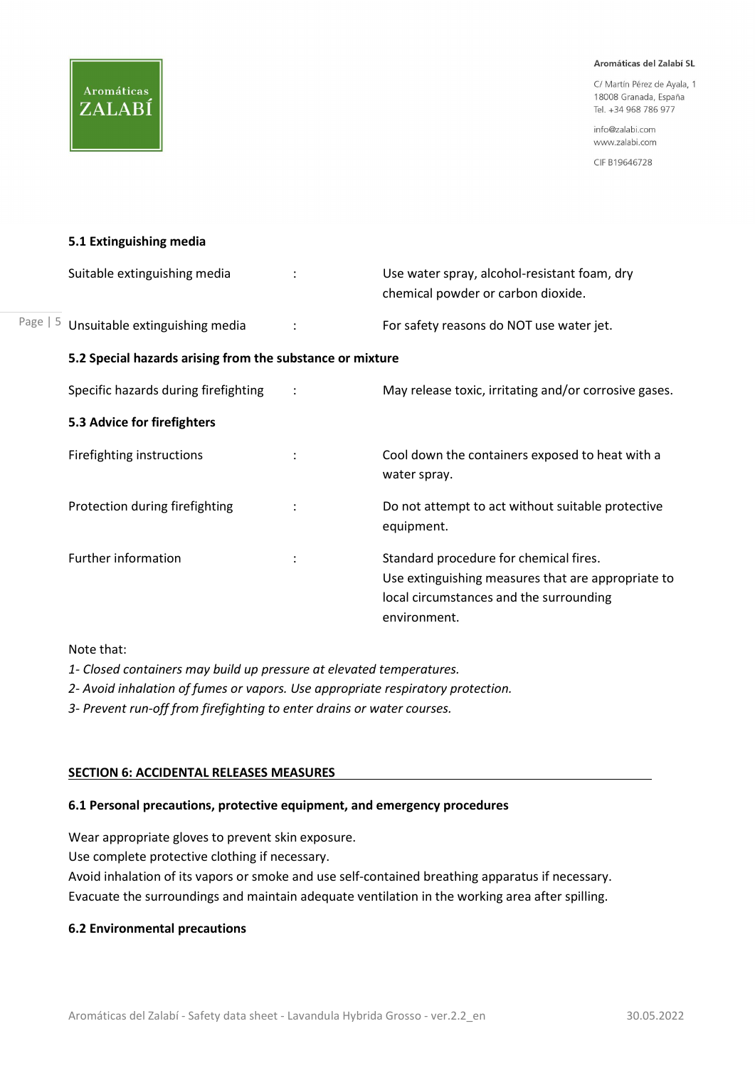### 5.1 Extinguishing media

| | | |
|---|---|---|
| Suitable extinguishing media | : | Use water spray, alcohol-resistant foam, dry chemical powder or carbon dioxide. |
| Unsuitable extinguishing media | : | For safety reasons do NOT use water jet. |

### 5.2 Special hazards arising from the substance or mixture

| | | |
|---|---|---|
| Specific hazards during firefighting | : | May release toxic, irritating and/or corrosive gases. |

### 5.3 Advice for firefighters

| | | |
|---|---|---|
| Firefighting instructions | : | Cool down the containers exposed to heat with a water spray. |
| Protection during firefighting | : | Do not attempt to act without suitable protective equipment. |
| Further information | : | Standard procedure for chemical fires. Use extinguishing measures that are appropriate to local circumstances and the surrounding environment. |

Note that:

*1- Closed containers may build up pressure at elevated temperatures.*

*2- Avoid inhalation of fumes or vapors. Use appropriate respiratory protection.*

*3- Prevent run-off from firefighting to enter drains or water courses.*

## SECTION 6: ACCIDENTAL RELEASES MEASURES

### 6.1 Personal precautions, protective equipment, and emergency procedures

Wear appropriate gloves to prevent skin exposure.
Use complete protective clothing if necessary.
Avoid inhalation of its vapors or smoke and use self-contained breathing apparatus if necessary.
Evacuate the surroundings and maintain adequate ventilation in the working area after spilling.

### 6.2 Environmental precautions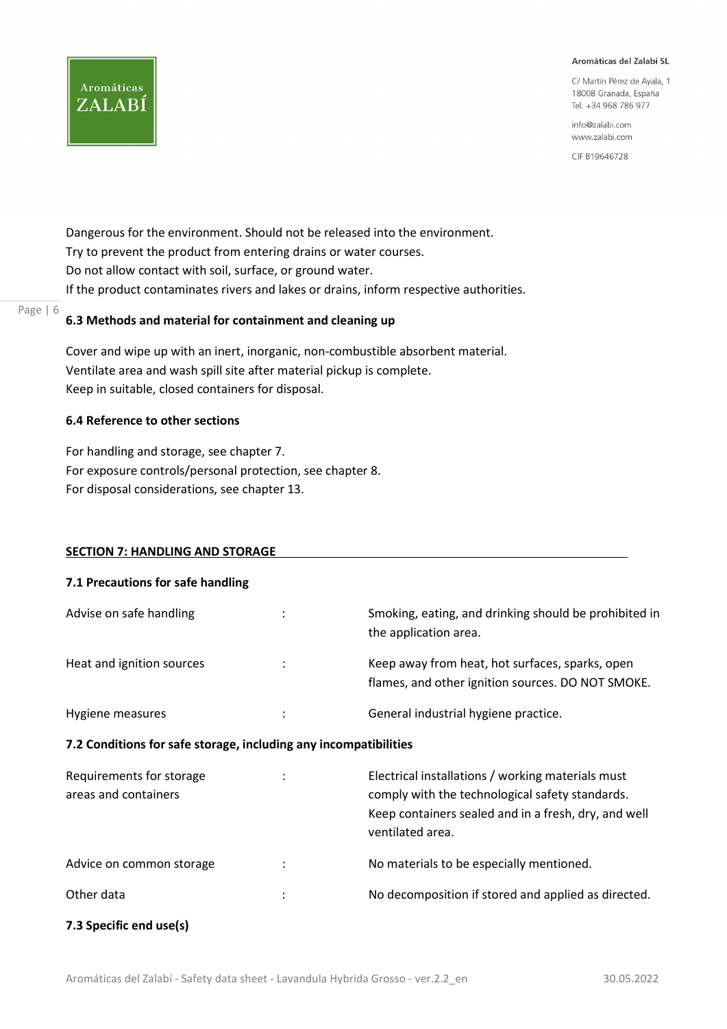Dangerous for the environment. Should not be released into the environment.
Try to prevent the product from entering drains or water courses.
Do not allow contact with soil, surface, or ground water.
If the product contaminates rivers and lakes or drains, inform respective authorities.

### 6.3 Methods and material for containment and cleaning up

Cover and wipe up with an inert, inorganic, non-combustible absorbent material.
Ventilate area and wash spill site after material pickup is complete.
Keep in suitable, closed containers for disposal.

### 6.4 Reference to other sections

For handling and storage, see chapter 7.
For exposure controls/personal protection, see chapter 8.
For disposal considerations, see chapter 13.

## SECTION 7: HANDLING AND STORAGE

### 7.1 Precautions for safe handling

| | | |
|---|---|---|
| Advise on safe handling | : | Smoking, eating, and drinking should be prohibited in the application area. |
| Heat and ignition sources | : | Keep away from heat, hot surfaces, sparks, open flames, and other ignition sources. DO NOT SMOKE. |
| Hygiene measures | : | General industrial hygiene practice. |

### 7.2 Conditions for safe storage, including any incompatibilities

| | | |
|---|---|---|
| Requirements for storage areas and containers | : | Electrical installations / working materials must comply with the technological safety standards. Keep containers sealed and in a fresh, dry, and well ventilated area. |
| Advice on common storage | : | No materials to be especially mentioned. |
| Other data | : | No decomposition if stored and applied as directed. |

### 7.3 Specific end use(s)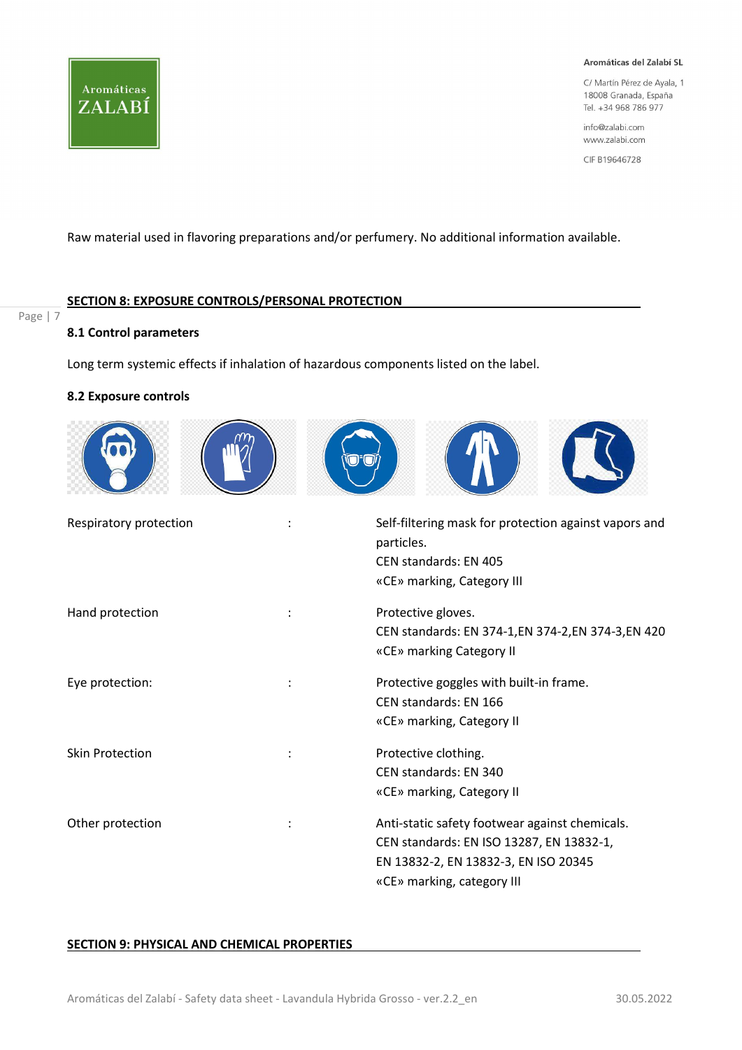Raw material used in flavoring preparations and/or perfumery. No additional information available.

## SECTION 8: EXPOSURE CONTROLS/PERSONAL PROTECTION

### 8.1 Control parameters

Long term systemic effects if inhalation of hazardous components listed on the label.

### 8.2 Exposure controls

| | | |
|---|---|---|
| Respiratory protection | : | Self-filtering mask for protection against vapors and particles.<br>CEN standards: EN 405<br>«CE» marking, Category III |
| Hand protection | : | Protective gloves.<br>CEN standards: EN 374-1,EN 374-2,EN 374-3,EN 420<br>«CE» marking Category II |
| Eye protection: | : | Protective goggles with built-in frame.<br>CEN standards: EN 166<br>«CE» marking, Category II |
| Skin Protection | : | Protective clothing.<br>CEN standards: EN 340<br>«CE» marking, Category II |
| Other protection | : | Anti-static safety footwear against chemicals.<br>CEN standards: EN ISO 13287, EN 13832-1, EN 13832-2, EN 13832-3, EN ISO 20345<br>«CE» marking, category III |

## SECTION 9: PHYSICAL AND CHEMICAL PROPERTIES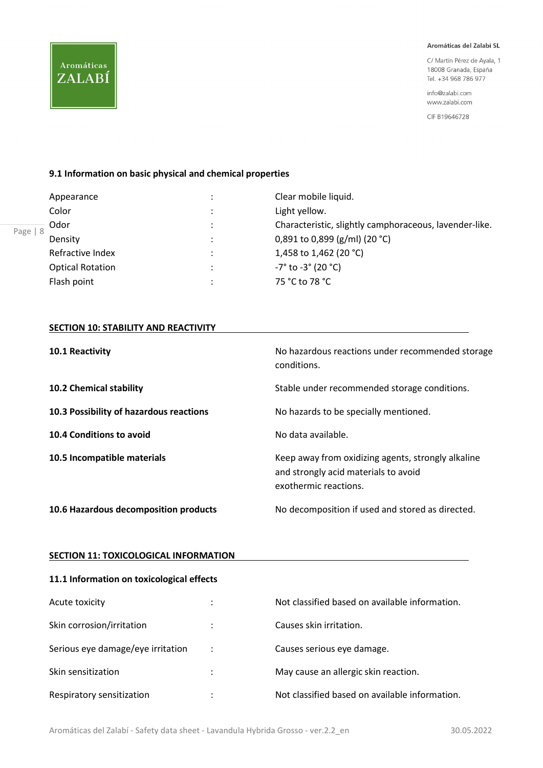### 9.1 Information on basic physical and chemical properties

| | | |
|---|---|---|
| Appearance | : | Clear mobile liquid. |
| Color | : | Light yellow. |
| Odor | : | Characteristic, slightly camphoraceous, lavender-like. |
| Density | : | 0,891 to 0,899 (g/ml) (20 °C) |
| Refractive Index | : | 1,458 to 1,462 (20 °C) |
| Optical Rotation | : | -7° to -3° (20 °C) |
| Flash point | : | 75 °C to 78 °C |

## SECTION 10: STABILITY AND REACTIVITY

| | |
|---|---|
| **10.1 Reactivity** | No hazardous reactions under recommended storage conditions. |
| **10.2 Chemical stability** | Stable under recommended storage conditions. |
| **10.3 Possibility of hazardous reactions** | No hazards to be specially mentioned. |
| **10.4 Conditions to avoid** | No data available. |
| **10.5 Incompatible materials** | Keep away from oxidizing agents, strongly alkaline and strongly acid materials to avoid exothermic reactions. |
| **10.6 Hazardous decomposition products** | No decomposition if used and stored as directed. |

## SECTION 11: TOXICOLOGICAL INFORMATION

### 11.1 Information on toxicological effects

| | | |
|---|---|---|
| Acute toxicity | : | Not classified based on available information. |
| Skin corrosion/irritation | : | Causes skin irritation. |
| Serious eye damage/eye irritation | : | Causes serious eye damage. |
| Skin sensitization | : | May cause an allergic skin reaction. |
| Respiratory sensitization | : | Not classified based on available information. |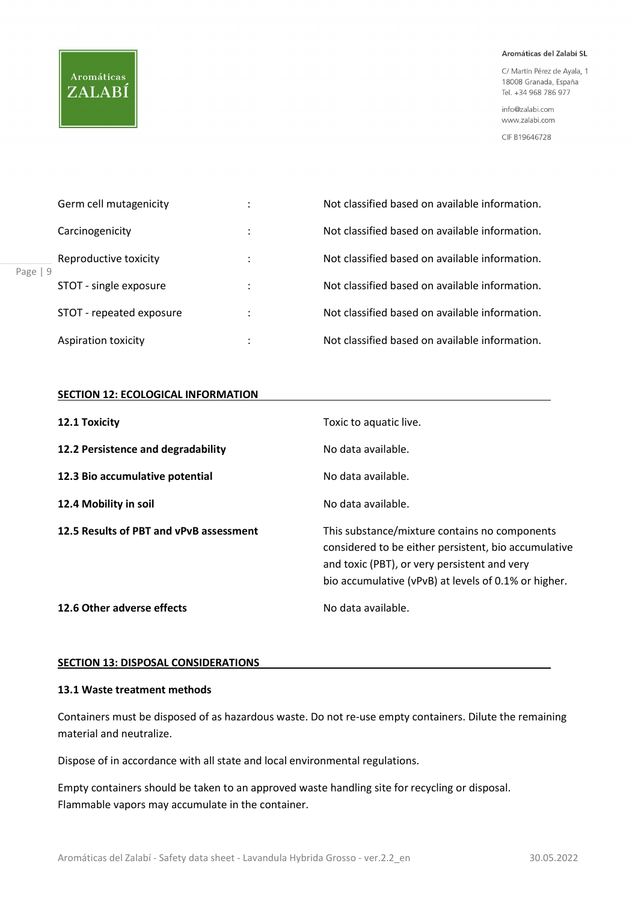| | | |
|---|---|---|
| Germ cell mutagenicity | : | Not classified based on available information. |
| Carcinogenicity | : | Not classified based on available information. |
| Reproductive toxicity | : | Not classified based on available information. |
| STOT - single exposure | : | Not classified based on available information. |
| STOT - repeated exposure | : | Not classified based on available information. |
| Aspiration toxicity | : | Not classified based on available information. |

## SECTION 12: ECOLOGICAL INFORMATION

| | |
|---|---|
| **12.1 Toxicity** | Toxic to aquatic live. |
| **12.2 Persistence and degradability** | No data available. |
| **12.3 Bio accumulative potential** | No data available. |
| **12.4 Mobility in soil** | No data available. |
| **12.5 Results of PBT and vPvB assessment** | This substance/mixture contains no components considered to be either persistent, bio accumulative and toxic (PBT), or very persistent and very bio accumulative (vPvB) at levels of 0.1% or higher. |
| **12.6 Other adverse effects** | No data available. |

## SECTION 13: DISPOSAL CONSIDERATIONS

### 13.1 Waste treatment methods

Containers must be disposed of as hazardous waste. Do not re-use empty containers. Dilute the remaining material and neutralize.

Dispose of in accordance with all state and local environmental regulations.

Empty containers should be taken to an approved waste handling site for recycling or disposal. Flammable vapors may accumulate in the container.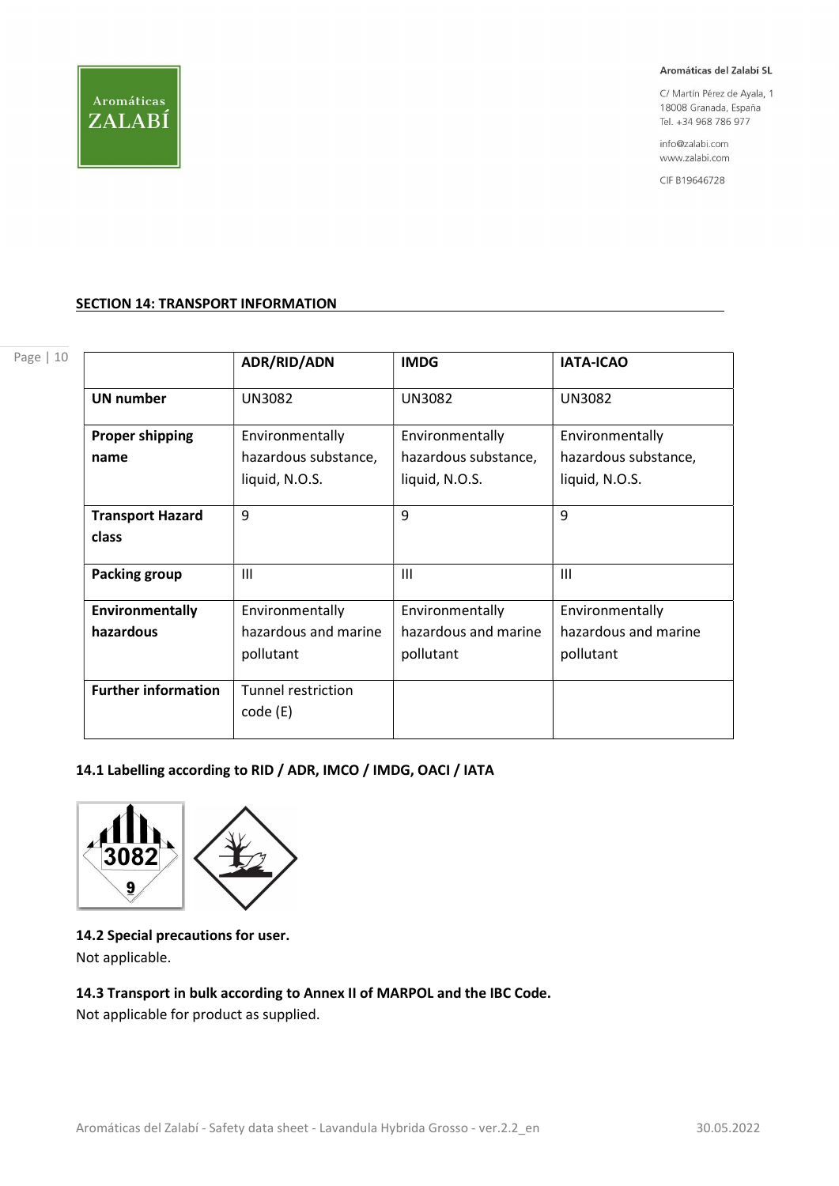## SECTION 14: TRANSPORT INFORMATION

| | ADR/RID/ADN | IMDG | IATA-ICAO |
|---|---|---|---|
| **UN number** | UN3082 | UN3082 | UN3082 |
| **Proper shipping name** | Environmentally hazardous substance, liquid, N.O.S. | Environmentally hazardous substance, liquid, N.O.S. | Environmentally hazardous substance, liquid, N.O.S. |
| **Transport Hazard class** | 9 | 9 | 9 |
| **Packing group** | III | III | III |
| **Environmentally hazardous** | Environmentally hazardous and marine pollutant | Environmentally hazardous and marine pollutant | Environmentally hazardous and marine pollutant |
| **Further information** | Tunnel restriction code (E) | | |

### 14.1 Labelling according to RID / ADR, IMCO / IMDG, OACI / IATA

### 14.2 Special precautions for user.

Not applicable.

### 14.3 Transport in bulk according to Annex II of MARPOL and the IBC Code.

Not applicable for product as supplied.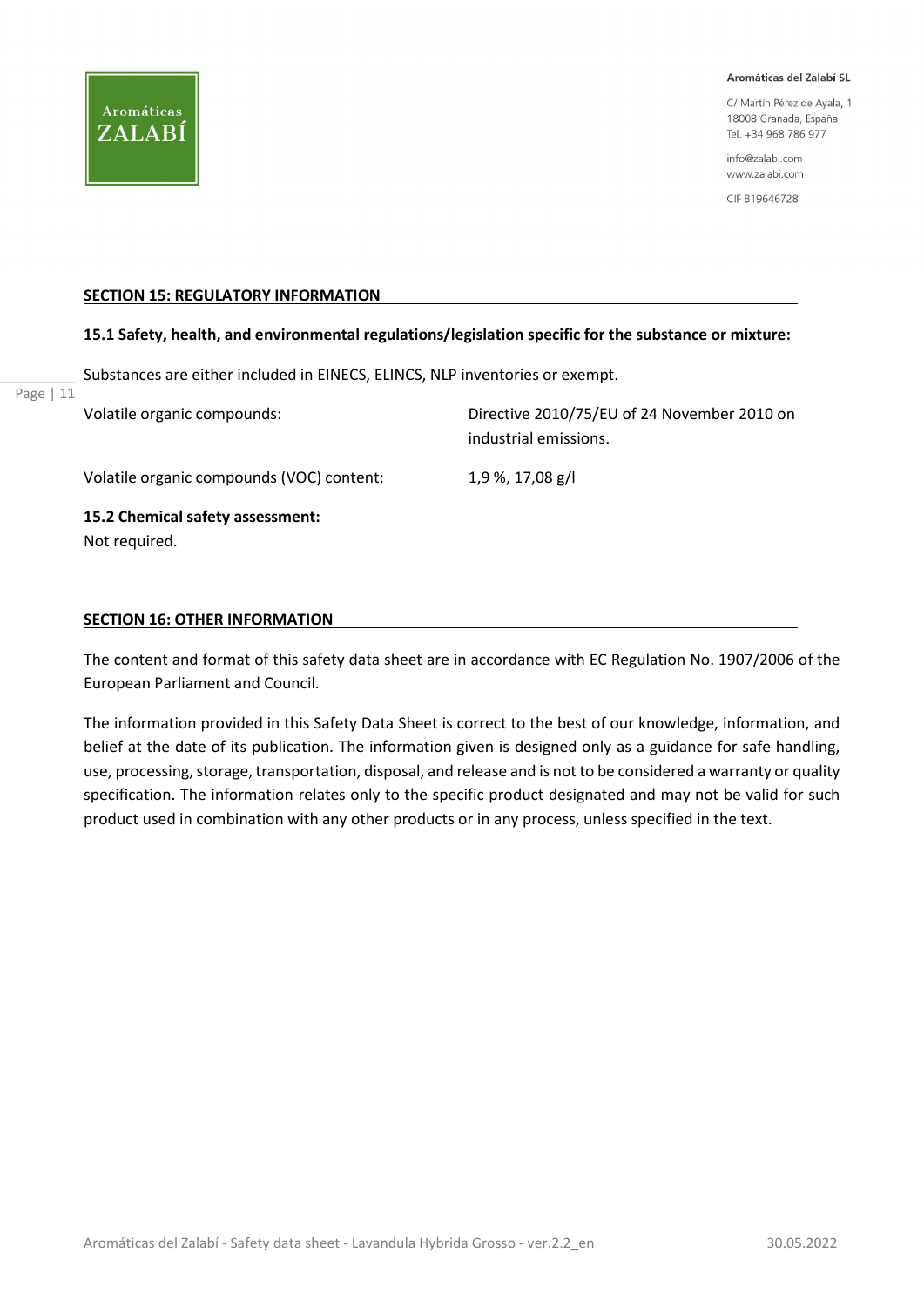## SECTION 15: REGULATORY INFORMATION

### 15.1 Safety, health, and environmental regulations/legislation specific for the substance or mixture:

Substances are either included in EINECS, ELINCS, NLP inventories or exempt.

| | |
|---|---|
| Volatile organic compounds: | Directive 2010/75/EU of 24 November 2010 on industrial emissions. |
| Volatile organic compounds (VOC) content: | 1,9 %, 17,08 g/l |

### 15.2 Chemical safety assessment:

Not required.

## SECTION 16: OTHER INFORMATION

The content and format of this safety data sheet are in accordance with EC Regulation No. 1907/2006 of the European Parliament and Council.

The information provided in this Safety Data Sheet is correct to the best of our knowledge, information, and belief at the date of its publication. The information given is designed only as a guidance for safe handling, use, processing, storage, transportation, disposal, and release and is not to be considered a warranty or quality specification. The information relates only to the specific product designated and may not be valid for such product used in combination with any other products or in any process, unless specified in the text.